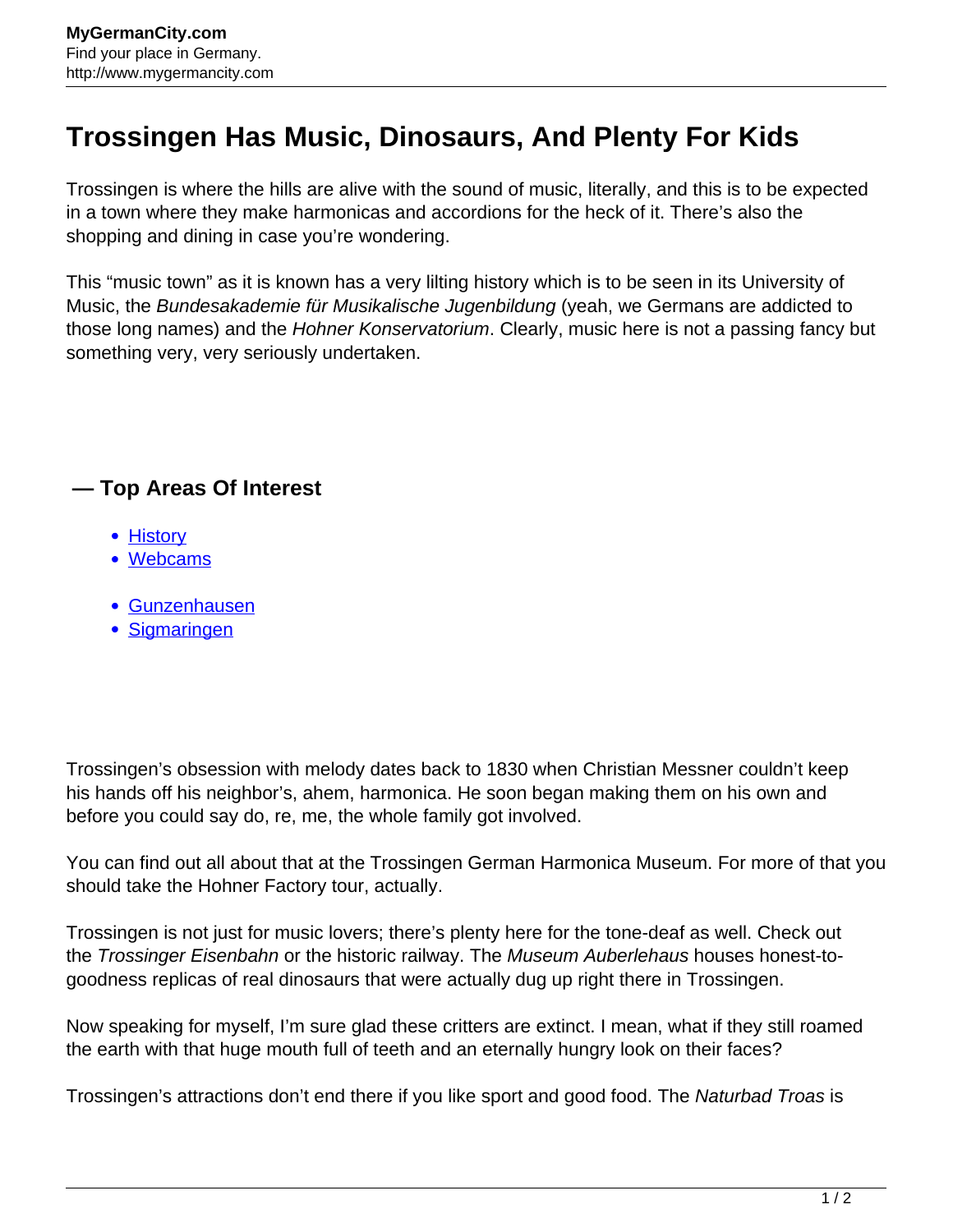# Trossingen Has Music, Dinosaurs, And Plenty For Kids

Trossingen is where the hills are alive with the sound of music, literally, and this is to be expected in a town where they make harmonicas and accordions for the heck of it. There's also the shopping and dining in case you're wondering.

This "music town" as it is known has a very lilting history which is to be seen in its University of Music, the *Bundesakademie für Musikalische Jugenbildung* (yeah, we Germans are addicted to those long names) and the *Hohner Konservatorium*. Clearly, music here is not a passing fancy but something very, very seriously undertaken.

### — Top Areas Of Interest

- History
- Webcams

- Gunzenhausen
- Sigmaringen

Trossingen's obsession with melody dates back to 1830 when Christian Messner couldn't keep his hands off his neighbor's, ahem, harmonica. He soon began making them on his own and before you could say do, re, me, the whole family got involved.

You can find out all about that at the Trossingen German Harmonica Museum. For more of that you should take the Hohner Factory tour, actually.

Trossingen is not just for music lovers; there's plenty here for the tone-deaf as well. Check out the *Trossinger Eisenbahn* or the historic railway. The *Museum Auberlehaus* houses honest-to-goodness replicas of real dinosaurs that were actually dug up right there in Trossingen.

Now speaking for myself, I'm sure glad these critters are extinct. I mean, what if they still roamed the earth with that huge mouth full of teeth and an eternally hungry look on their faces?

Trossingen's attractions don't end there if you like sport and good food. The *Naturbad Troas* is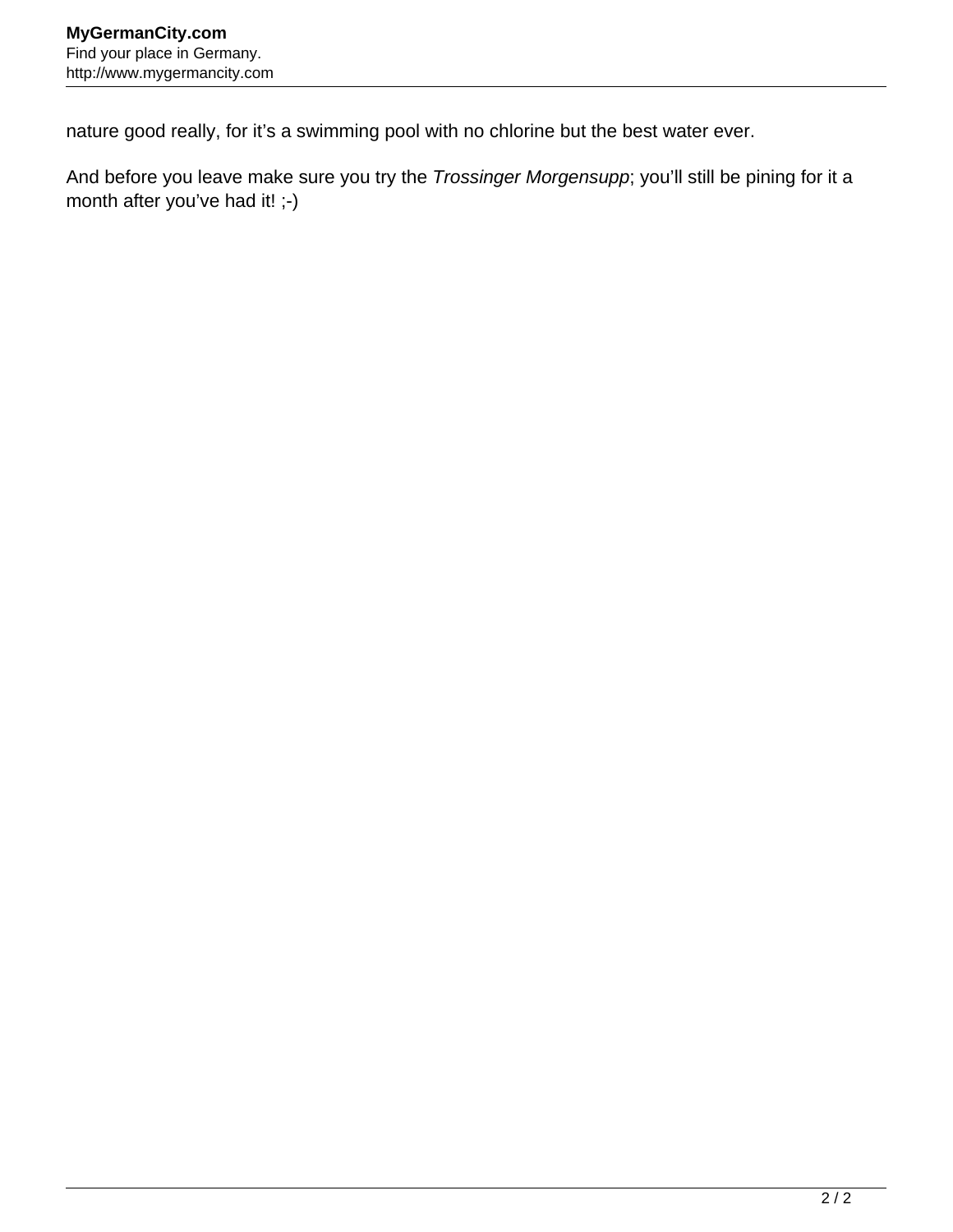nature good really, for it's a swimming pool with no chlorine but the best water ever.

And before you leave make sure you try the *Trossinger Morgensupp*; you'll still be pining for it a month after you've had it! ;-)